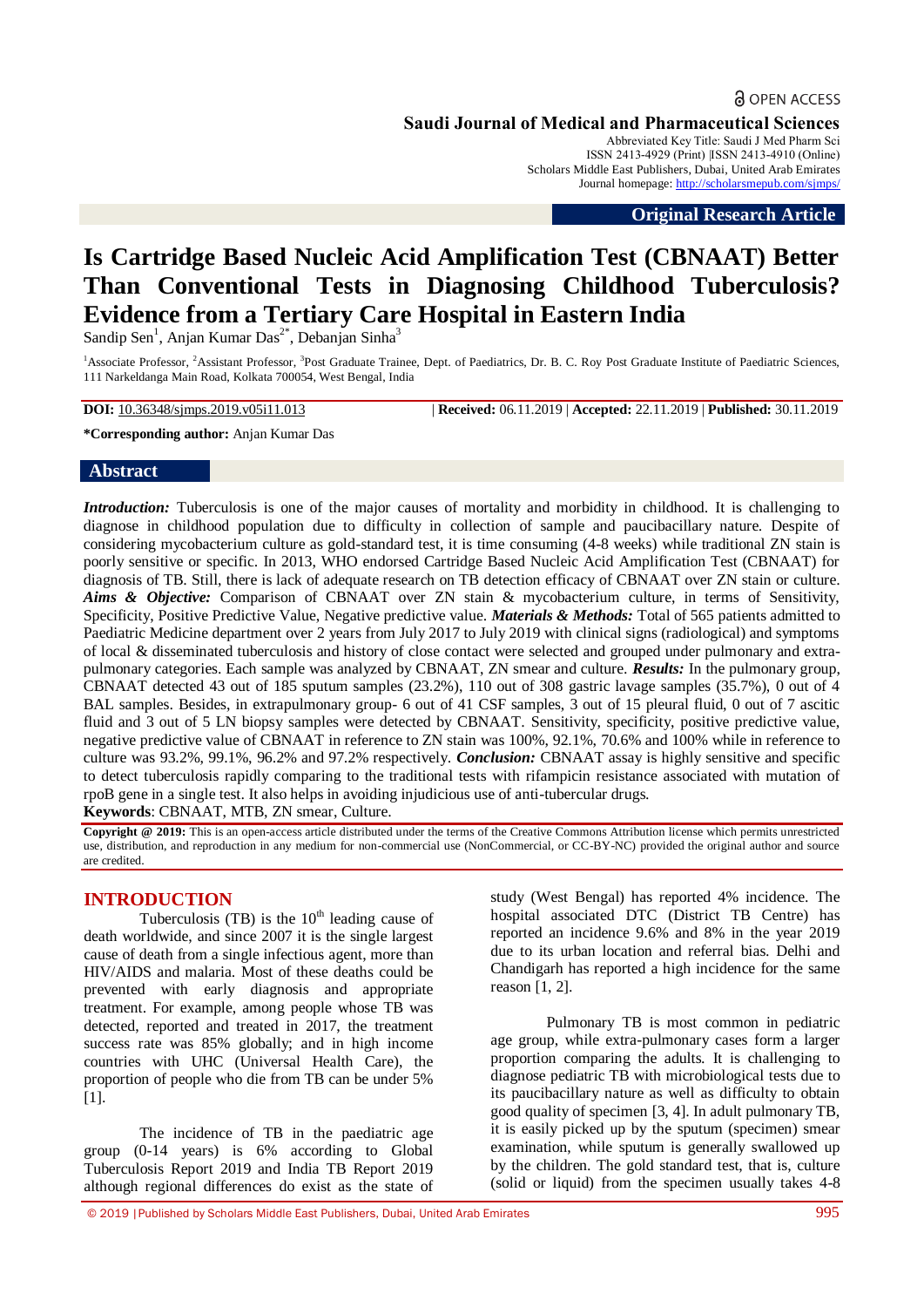OPEN ACCESS

**Saudi Journal of Medical and Pharmaceutical Sciences**

Abbreviated Key Title: Saudi J Med Pharm Sci
ISSN 2413-4929 (Print) |ISSN 2413-4910 (Online)
Scholars Middle East Publishers, Dubai, United Arab Emirates
Journal homepage: http://scholarsmepub.com/sjmps/

**Original Research Article**

# Is Cartridge Based Nucleic Acid Amplification Test (CBNAAT) Better Than Conventional Tests in Diagnosing Childhood Tuberculosis? Evidence from a Tertiary Care Hospital in Eastern India

Sandip Sen[1], Anjan Kumar Das[2*], Debanjan Sinha[3]

[1]Associate Professor, [2]Assistant Professor, [3]Post Graduate Trainee, Dept. of Paediatrics, Dr. B. C. Roy Post Graduate Institute of Paediatric Sciences, 111 Narkeldanga Main Road, Kolkata 700054, West Bengal, India

**DOI:** 10.36348/sjmps.2019.v05i11.013 | **Received:** 06.11.2019 | **Accepted:** 22.11.2019 | **Published:** 30.11.2019

**\*Corresponding author:** Anjan Kumar Das

## Abstract

***Introduction:*** Tuberculosis is one of the major causes of mortality and morbidity in childhood. It is challenging to diagnose in childhood population due to difficulty in collection of sample and paucibacillary nature. Despite of considering mycobacterium culture as gold-standard test, it is time consuming (4-8 weeks) while traditional ZN stain is poorly sensitive or specific. In 2013, WHO endorsed Cartridge Based Nucleic Acid Amplification Test (CBNAAT) for diagnosis of TB. Still, there is lack of adequate research on TB detection efficacy of CBNAAT over ZN stain or culture. ***Aims & Objective:*** Comparison of CBNAAT over ZN stain & mycobacterium culture, in terms of Sensitivity, Specificity, Positive Predictive Value, Negative predictive value. ***Materials & Methods:*** Total of 565 patients admitted to Paediatric Medicine department over 2 years from July 2017 to July 2019 with clinical signs (radiological) and symptoms of local & disseminated tuberculosis and history of close contact were selected and grouped under pulmonary and extra-pulmonary categories. Each sample was analyzed by CBNAAT, ZN smear and culture. ***Results:*** In the pulmonary group, CBNAAT detected 43 out of 185 sputum samples (23.2%), 110 out of 308 gastric lavage samples (35.7%), 0 out of 4 BAL samples. Besides, in extrapulmonary group- 6 out of 41 CSF samples, 3 out of 15 pleural fluid, 0 out of 7 ascitic fluid and 3 out of 5 LN biopsy samples were detected by CBNAAT. Sensitivity, specificity, positive predictive value, negative predictive value of CBNAAT in reference to ZN stain was 100%, 92.1%, 70.6% and 100% while in reference to culture was 93.2%, 99.1%, 96.2% and 97.2% respectively. ***Conclusion:*** CBNAAT assay is highly sensitive and specific to detect tuberculosis rapidly comparing to the traditional tests with rifampicin resistance associated with mutation of rpoB gene in a single test. It also helps in avoiding injudicious use of anti-tubercular drugs.

**Keywords**: CBNAAT, MTB, ZN smear, Culture.

**Copyright @ 2019:** This is an open-access article distributed under the terms of the Creative Commons Attribution license which permits unrestricted use, distribution, and reproduction in any medium for non-commercial use (NonCommercial, or CC-BY-NC) provided the original author and source are credited.

## INTRODUCTION

Tuberculosis (TB) is the $10^{th}$ leading cause of death worldwide, and since 2007 it is the single largest cause of death from a single infectious agent, more than HIV/AIDS and malaria. Most of these deaths could be prevented with early diagnosis and appropriate treatment. For example, among people whose TB was detected, reported and treated in 2017, the treatment success rate was 85% globally; and in high income countries with UHC (Universal Health Care), the proportion of people who die from TB can be under 5% [1].

The incidence of TB in the paediatric age group (0-14 years) is 6% according to Global Tuberculosis Report 2019 and India TB Report 2019 although regional differences do exist as the state of study (West Bengal) has reported 4% incidence. The hospital associated DTC (District TB Centre) has reported an incidence 9.6% and 8% in the year 2019 due to its urban location and referral bias. Delhi and Chandigarh has reported a high incidence for the same reason [1, 2].

Pulmonary TB is most common in pediatric age group, while extra-pulmonary cases form a larger proportion comparing the adults. It is challenging to diagnose pediatric TB with microbiological tests due to its paucibacillary nature as well as difficulty to obtain good quality of specimen [3, 4]. In adult pulmonary TB, it is easily picked up by the sputum (specimen) smear examination, while sputum is generally swallowed up by the children. The gold standard test, that is, culture (solid or liquid) from the specimen usually takes 4-8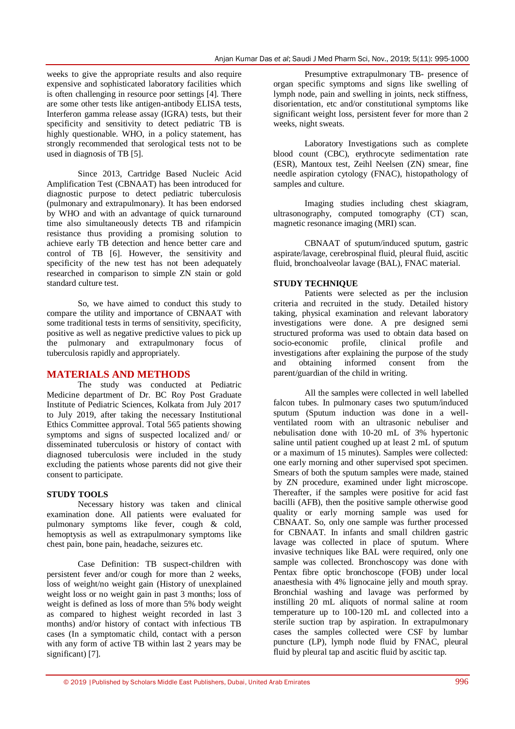weeks to give the appropriate results and also require expensive and sophisticated laboratory facilities which is often challenging in resource poor settings [4]. There are some other tests like antigen-antibody ELISA tests, Interferon gamma release assay (IGRA) tests, but their specificity and sensitivity to detect pediatric TB is highly questionable. WHO, in a policy statement, has strongly recommended that serological tests not to be used in diagnosis of TB [5].

Since 2013, Cartridge Based Nucleic Acid Amplification Test (CBNAAT) has been introduced for diagnostic purpose to detect pediatric tuberculosis (pulmonary and extrapulmonary). It has been endorsed by WHO and with an advantage of quick turnaround time also simultaneously detects TB and rifampicin resistance thus providing a promising solution to achieve early TB detection and hence better care and control of TB [6]. However, the sensitivity and specificity of the new test has not been adequately researched in comparison to simple ZN stain or gold standard culture test.

So, we have aimed to conduct this study to compare the utility and importance of CBNAAT with some traditional tests in terms of sensitivity, specificity, positive as well as negative predictive values to pick up the pulmonary and extrapulmonary focus of tuberculosis rapidly and appropriately.

## MATERIALS AND METHODS

The study was conducted at Pediatric Medicine department of Dr. BC Roy Post Graduate Institute of Pediatric Sciences, Kolkata from July 2017 to July 2019, after taking the necessary Institutional Ethics Committee approval. Total 565 patients showing symptoms and signs of suspected localized and/ or disseminated tuberculosis or history of contact with diagnosed tuberculosis were included in the study excluding the patients whose parents did not give their consent to participate.

### STUDY TOOLS

Necessary history was taken and clinical examination done. All patients were evaluated for pulmonary symptoms like fever, cough & cold, hemoptysis as well as extrapulmonary symptoms like chest pain, bone pain, headache, seizures etc.

Case Definition: TB suspect-children with persistent fever and/or cough for more than 2 weeks, loss of weight/no weight gain (History of unexplained weight loss or no weight gain in past 3 months; loss of weight is defined as loss of more than 5% body weight as compared to highest weight recorded in last 3 months) and/or history of contact with infectious TB cases (In a symptomatic child, contact with a person with any form of active TB within last 2 years may be significant) [7].

Presumptive extrapulmonary TB- presence of organ specific symptoms and signs like swelling of lymph node, pain and swelling in joints, neck stiffness, disorientation, etc and/or constitutional symptoms like significant weight loss, persistent fever for more than 2 weeks, night sweats.

Laboratory Investigations such as complete blood count (CBC), erythrocyte sedimentation rate (ESR), Mantoux test, Zeihl Neelsen (ZN) smear, fine needle aspiration cytology (FNAC), histopathology of samples and culture.

Imaging studies including chest skiagram, ultrasonography, computed tomography (CT) scan, magnetic resonance imaging (MRI) scan.

CBNAAT of sputum/induced sputum, gastric aspirate/lavage, cerebrospinal fluid, pleural fluid, ascitic fluid, bronchoalveolar lavage (BAL), FNAC material.

### STUDY TECHNIQUE

Patients were selected as per the inclusion criteria and recruited in the study. Detailed history taking, physical examination and relevant laboratory investigations were done. A pre designed semi structured proforma was used to obtain data based on socio-economic profile, clinical profile and investigations after explaining the purpose of the study and obtaining informed consent from the parent/guardian of the child in writing.

All the samples were collected in well labelled falcon tubes. In pulmonary cases two sputum/induced sputum (Sputum induction was done in a well-ventilated room with an ultrasonic nebuliser and nebulisation done with 10-20 mL of 3% hypertonic saline until patient coughed up at least 2 mL of sputum or a maximum of 15 minutes). Samples were collected: one early morning and other supervised spot specimen. Smears of both the sputum samples were made, stained by ZN procedure, examined under light microscope. Thereafter, if the samples were positive for acid fast bacilli (AFB), then the positive sample otherwise good quality or early morning sample was used for CBNAAT. So, only one sample was further processed for CBNAAT. In infants and small children gastric lavage was collected in place of sputum. Where invasive techniques like BAL were required, only one sample was collected. Bronchoscopy was done with Pentax fibre optic bronchoscope (FOB) under local anaesthesia with 4% lignocaine jelly and mouth spray. Bronchial washing and lavage was performed by instilling 20 mL aliquots of normal saline at room temperature up to 100-120 mL and collected into a sterile suction trap by aspiration. In extrapulmonary cases the samples collected were CSF by lumbar puncture (LP), lymph node fluid by FNAC, pleural fluid by pleural tap and ascitic fluid by ascitic tap.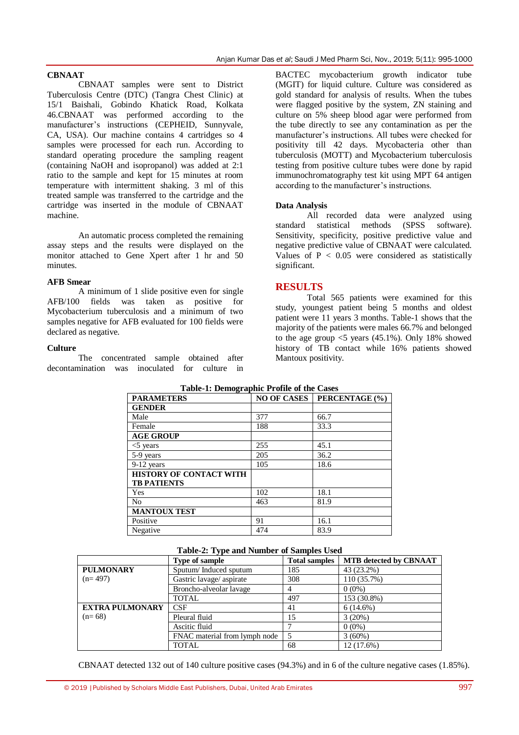### CBNAAT

CBNAAT samples were sent to District Tuberculosis Centre (DTC) (Tangra Chest Clinic) at 15/1 Baishali, Gobindo Khatick Road, Kolkata 46.CBNAAT was performed according to the manufacturer's instructions (CEPHEID, Sunnyvale, CA, USA). Our machine contains 4 cartridges so 4 samples were processed for each run. According to standard operating procedure the sampling reagent (containing NaOH and isopropanol) was added at 2:1 ratio to the sample and kept for 15 minutes at room temperature with intermittent shaking. 3 ml of this treated sample was transferred to the cartridge and the cartridge was inserted in the module of CBNAAT machine.

An automatic process completed the remaining assay steps and the results were displayed on the monitor attached to Gene Xpert after 1 hr and 50 minutes.

### AFB Smear

A minimum of 1 slide positive even for single AFB/100 fields was taken as positive for Mycobacterium tuberculosis and a minimum of two samples negative for AFB evaluated for 100 fields were declared as negative.

### Culture

The concentrated sample obtained after decontamination was inoculated for culture in BACTEC mycobacterium growth indicator tube (MGIT) for liquid culture. Culture was considered as gold standard for analysis of results. When the tubes were flagged positive by the system, ZN staining and culture on 5% sheep blood agar were performed from the tube directly to see any contamination as per the manufacturer's instructions. All tubes were checked for positivity till 42 days. Mycobacteria other than tuberculosis (MOTT) and Mycobacterium tuberculosis testing from positive culture tubes were done by rapid immunochromatography test kit using MPT 64 antigen according to the manufacturer's instructions.

### Data Analysis

All recorded data were analyzed using standard statistical methods (SPSS software). Sensitivity, specificity, positive predictive value and negative predictive value of CBNAAT were calculated. Values of $P < 0.05$ were considered as statistically significant.

## RESULTS

Total 565 patients were examined for this study, youngest patient being 5 months and oldest patient were 11 years 3 months. Table-1 shows that the majority of the patients were males 66.7% and belonged to the age group <5 years (45.1%). Only 18% showed history of TB contact while 16% patients showed Mantoux positivity.

**Table-1: Demographic Profile of the Cases**

| PARAMETERS | NO OF CASES | PERCENTAGE (%) |
|---|---|---|
| **GENDER** | | |
| Male | 377 | 66.7 |
| Female | 188 | 33.3 |
| **AGE GROUP** | | |
| <5 years | 255 | 45.1 |
| 5-9 years | 205 | 36.2 |
| 9-12 years | 105 | 18.6 |
| **HISTORY OF CONTACT WITH TB PATIENTS** | | |
| Yes | 102 | 18.1 |
| No | 463 | 81.9 |
| **MANTOUX TEST** | | |
| Positive | 91 | 16.1 |
| Negative | 474 | 83.9 |

**Table-2: Type and Number of Samples Used**

| | Type of sample | Total samples | MTB detected by CBNAAT |
|---|---|---|---|
| **PULMONARY** (n= 497) | Sputum/ Induced sputum | 185 | 43 (23.2%) |
| | Gastric lavage/ aspirate | 308 | 110 (35.7%) |
| | Broncho-alveolar lavage | 4 | 0 (0%) |
| | TOTAL | 497 | 153 (30.8%) |
| **EXTRA PULMONARY** (n= 68) | CSF | 41 | 6 (14.6%) |
| | Pleural fluid | 15 | 3 (20%) |
| | Ascitic fluid | 7 | 0 (0%) |
| | FNAC material from lymph node | 5 | 3 (60%) |
| | TOTAL | 68 | 12 (17.6%) |

CBNAAT detected 132 out of 140 culture positive cases (94.3%) and in 6 of the culture negative cases (1.85%).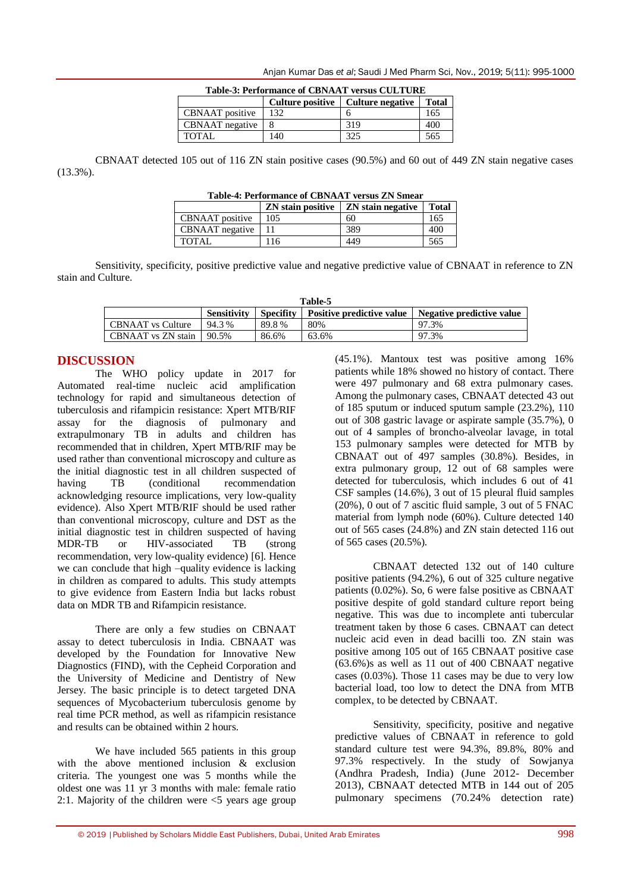**Table-3: Performance of CBNAAT versus CULTURE**

| | Culture positive | Culture negative | Total |
|---|---|---|---|
| CBNAAT positive | 132 | 6 | 165 |
| CBNAAT negative | 8 | 319 | 400 |
| TOTAL | 140 | 325 | 565 |

CBNAAT detected 105 out of 116 ZN stain positive cases (90.5%) and 60 out of 449 ZN stain negative cases (13.3%).

**Table-4: Performance of CBNAAT versus ZN Smear**

| | ZN stain positive | ZN stain negative | Total |
|---|---|---|---|
| CBNAAT positive | 105 | 60 | 165 |
| CBNAAT negative | 11 | 389 | 400 |
| TOTAL | 116 | 449 | 565 |

Sensitivity, specificity, positive predictive value and negative predictive value of CBNAAT in reference to ZN stain and Culture.

**Table-5**

| | Sensitivity | Specifity | Positive predictive value | Negative predictive value |
|---|---|---|---|---|
| CBNAAT vs Culture | 94.3 % | 89.8 % | 80% | 97.3% |
| CBNAAT vs ZN stain | 90.5% | 86.6% | 63.6% | 97.3% |

## DISCUSSION

The WHO policy update in 2017 for Automated real-time nucleic acid amplification technology for rapid and simultaneous detection of tuberculosis and rifampicin resistance: Xpert MTB/RIF assay for the diagnosis of pulmonary and extrapulmonary TB in adults and children has recommended that in children, Xpert MTB/RIF may be used rather than conventional microscopy and culture as the initial diagnostic test in all children suspected of having TB (conditional recommendation acknowledging resource implications, very low-quality evidence). Also Xpert MTB/RIF should be used rather than conventional microscopy, culture and DST as the initial diagnostic test in children suspected of having MDR-TB or HIV-associated TB (strong recommendation, very low-quality evidence) [6]. Hence we can conclude that high –quality evidence is lacking in children as compared to adults. This study attempts to give evidence from Eastern India but lacks robust data on MDR TB and Rifampicin resistance.

There are only a few studies on CBNAAT assay to detect tuberculosis in India. CBNAAT was developed by the Foundation for Innovative New Diagnostics (FIND), with the Cepheid Corporation and the University of Medicine and Dentistry of New Jersey. The basic principle is to detect targeted DNA sequences of Mycobacterium tuberculosis genome by real time PCR method, as well as rifampicin resistance and results can be obtained within 2 hours.

We have included 565 patients in this group with the above mentioned inclusion & exclusion criteria. The youngest one was 5 months while the oldest one was 11 yr 3 months with male: female ratio 2:1. Majority of the children were <5 years age group (45.1%). Mantoux test was positive among 16% patients while 18% showed no history of contact. There were 497 pulmonary and 68 extra pulmonary cases. Among the pulmonary cases, CBNAAT detected 43 out of 185 sputum or induced sputum sample (23.2%), 110 out of 308 gastric lavage or aspirate sample (35.7%), 0 out of 4 samples of broncho-alveolar lavage, in total 153 pulmonary samples were detected for MTB by CBNAAT out of 497 samples (30.8%). Besides, in extra pulmonary group, 12 out of 68 samples were detected for tuberculosis, which includes 6 out of 41 CSF samples (14.6%), 3 out of 15 pleural fluid samples (20%), 0 out of 7 ascitic fluid sample, 3 out of 5 FNAC material from lymph node (60%). Culture detected 140 out of 565 cases (24.8%) and ZN stain detected 116 out of 565 cases (20.5%).

CBNAAT detected 132 out of 140 culture positive patients (94.2%), 6 out of 325 culture negative patients (0.02%). So, 6 were false positive as CBNAAT positive despite of gold standard culture report being negative. This was due to incomplete anti tubercular treatment taken by those 6 cases. CBNAAT can detect nucleic acid even in dead bacilli too. ZN stain was positive among 105 out of 165 CBNAAT positive case (63.6%)s as well as 11 out of 400 CBNAAT negative cases (0.03%). Those 11 cases may be due to very low bacterial load, too low to detect the DNA from MTB complex, to be detected by CBNAAT.

Sensitivity, specificity, positive and negative predictive values of CBNAAT in reference to gold standard culture test were 94.3%, 89.8%, 80% and 97.3% respectively. In the study of Sowjanya (Andhra Pradesh, India) (June 2012- December 2013), CBNAAT detected MTB in 144 out of 205 pulmonary specimens (70.24% detection rate)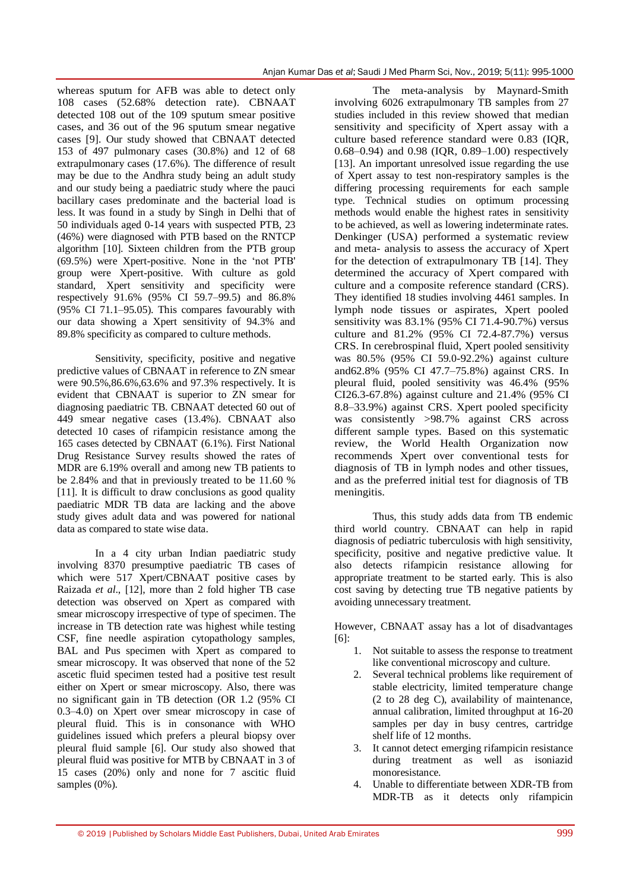whereas sputum for AFB was able to detect only 108 cases (52.68% detection rate). CBNAAT detected 108 out of the 109 sputum smear positive cases, and 36 out of the 96 sputum smear negative cases [9]. Our study showed that CBNAAT detected 153 of 497 pulmonary cases (30.8%) and 12 of 68 extrapulmonary cases (17.6%). The difference of result may be due to the Andhra study being an adult study and our study being a paediatric study where the pauci bacillary cases predominate and the bacterial load is less. It was found in a study by Singh in Delhi that of 50 individuals aged 0-14 years with suspected PTB, 23 (46%) were diagnosed with PTB based on the RNTCP algorithm [10]. Sixteen children from the PTB group (69.5%) were Xpert-positive. None in the 'not PTB' group were Xpert-positive. With culture as gold standard, Xpert sensitivity and specificity were respectively 91.6% (95% CI 59.7–99.5) and 86.8% (95% CI 71.1–95.05). This compares favourably with our data showing a Xpert sensitivity of 94.3% and 89.8% specificity as compared to culture methods.

Sensitivity, specificity, positive and negative predictive values of CBNAAT in reference to ZN smear were 90.5%,86.6%,63.6% and 97.3% respectively. It is evident that CBNAAT is superior to ZN smear for diagnosing paediatric TB. CBNAAT detected 60 out of 449 smear negative cases (13.4%). CBNAAT also detected 10 cases of rifampicin resistance among the 165 cases detected by CBNAAT (6.1%). First National Drug Resistance Survey results showed the rates of MDR are 6.19% overall and among new TB patients to be 2.84% and that in previously treated to be 11.60 % [11]. It is difficult to draw conclusions as good quality paediatric MDR TB data are lacking and the above study gives adult data and was powered for national data as compared to state wise data.

In a 4 city urban Indian paediatric study involving 8370 presumptive paediatric TB cases of which were 517 Xpert/CBNAAT positive cases by Raizada *et al*., [12], more than 2 fold higher TB case detection was observed on Xpert as compared with smear microscopy irrespective of type of specimen. The increase in TB detection rate was highest while testing CSF, fine needle aspiration cytopathology samples, BAL and Pus specimen with Xpert as compared to smear microscopy. It was observed that none of the 52 ascetic fluid specimen tested had a positive test result either on Xpert or smear microscopy. Also, there was no significant gain in TB detection (OR 1.2 (95% CI 0.3–4.0) on Xpert over smear microscopy in case of pleural fluid. This is in consonance with WHO guidelines issued which prefers a pleural biopsy over pleural fluid sample [6]. Our study also showed that pleural fluid was positive for MTB by CBNAAT in 3 of 15 cases (20%) only and none for 7 ascitic fluid samples (0%).

The meta-analysis by Maynard-Smith involving 6026 extrapulmonary TB samples from 27 studies included in this review showed that median sensitivity and specificity of Xpert assay with a culture based reference standard were 0.83 (IQR, 0.68–0.94) and 0.98 (IQR, 0.89–1.00) respectively [13]. An important unresolved issue regarding the use of Xpert assay to test non-respiratory samples is the differing processing requirements for each sample type. Technical studies on optimum processing methods would enable the highest rates in sensitivity to be achieved, as well as lowering indeterminate rates. Denkinger (USA) performed a systematic review and meta- analysis to assess the accuracy of Xpert for the detection of extrapulmonary TB [14]. They determined the accuracy of Xpert compared with culture and a composite reference standard (CRS). They identified 18 studies involving 4461 samples. In lymph node tissues or aspirates, Xpert pooled sensitivity was 83.1% (95% CI 71.4-90.7%) versus culture and 81.2% (95% CI 72.4-87.7%) versus CRS. In cerebrospinal fluid, Xpert pooled sensitivity was 80.5% (95% CI 59.0-92.2%) against culture and62.8% (95% CI 47.7–75.8%) against CRS. In pleural fluid, pooled sensitivity was 46.4% (95% CI26.3-67.8%) against culture and 21.4% (95% CI 8.8–33.9%) against CRS. Xpert pooled specificity was consistently >98.7% against CRS across different sample types. Based on this systematic review, the World Health Organization now recommends Xpert over conventional tests for diagnosis of TB in lymph nodes and other tissues, and as the preferred initial test for diagnosis of TB meningitis.

Thus, this study adds data from TB endemic third world country. CBNAAT can help in rapid diagnosis of pediatric tuberculosis with high sensitivity, specificity, positive and negative predictive value. It also detects rifampicin resistance allowing for appropriate treatment to be started early. This is also cost saving by detecting true TB negative patients by avoiding unnecessary treatment.

However, CBNAAT assay has a lot of disadvantages [6]:

1. Not suitable to assess the response to treatment like conventional microscopy and culture.
2. Several technical problems like requirement of stable electricity, limited temperature change (2 to 28 deg C), availability of maintenance, annual calibration, limited throughput at 16-20 samples per day in busy centres, cartridge shelf life of 12 months.
3. It cannot detect emerging rifampicin resistance during treatment as well as isoniazid monoresistance.
4. Unable to differentiate between XDR-TB from MDR-TB as it detects only rifampicin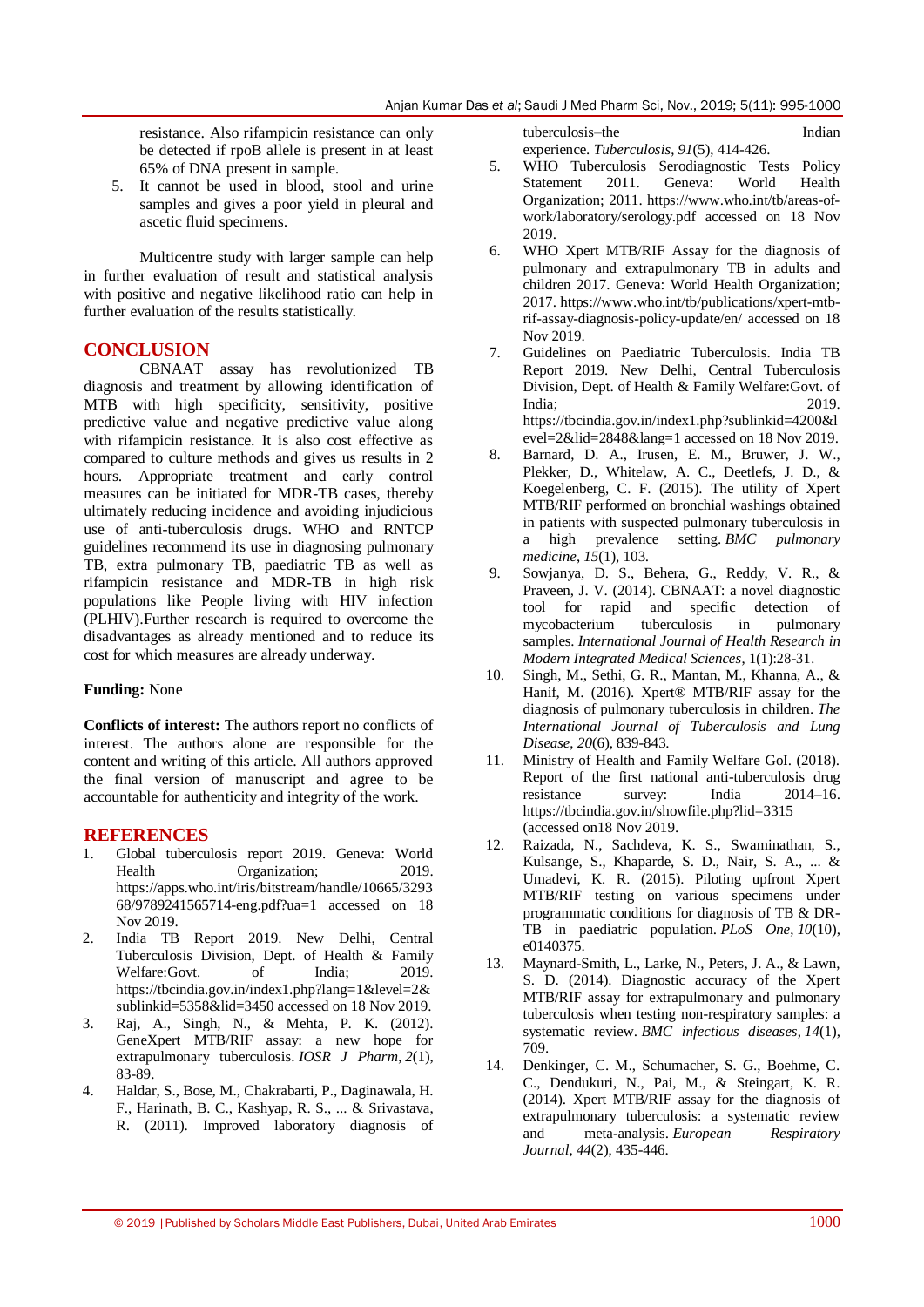resistance. Also rifampicin resistance can only be detected if rpoB allele is present in at least 65% of DNA present in sample.

5. It cannot be used in blood, stool and urine samples and gives a poor yield in pleural and ascetic fluid specimens.

Multicentre study with larger sample can help in further evaluation of result and statistical analysis with positive and negative likelihood ratio can help in further evaluation of the results statistically.

## CONCLUSION

CBNAAT assay has revolutionized TB diagnosis and treatment by allowing identification of MTB with high specificity, sensitivity, positive predictive value and negative predictive value along with rifampicin resistance. It is also cost effective as compared to culture methods and gives us results in 2 hours. Appropriate treatment and early control measures can be initiated for MDR-TB cases, thereby ultimately reducing incidence and avoiding injudicious use of anti-tuberculosis drugs. WHO and RNTCP guidelines recommend its use in diagnosing pulmonary TB, extra pulmonary TB, paediatric TB as well as rifampicin resistance and MDR-TB in high risk populations like People living with HIV infection (PLHIV).Further research is required to overcome the disadvantages as already mentioned and to reduce its cost for which measures are already underway.

**Funding:** None

**Conflicts of interest:** The authors report no conflicts of interest. The authors alone are responsible for the content and writing of this article. All authors approved the final version of manuscript and agree to be accountable for authenticity and integrity of the work.

## REFERENCES

1. Global tuberculosis report 2019. Geneva: World Health Organization; 2019. https://apps.who.int/iris/bitstream/handle/10665/329368/9789241565714-eng.pdf?ua=1 accessed on 18 Nov 2019.
2. India TB Report 2019. New Delhi, Central Tuberculosis Division, Dept. of Health & Family Welfare:Govt. of India; 2019. https://tbcindia.gov.in/index1.php?lang=1&level=2&sublinkid=5358&lid=3450 accessed on 18 Nov 2019.
3. Raj, A., Singh, N., & Mehta, P. K. (2012). GeneXpert MTB/RIF assay: a new hope for extrapulmonary tuberculosis. *IOSR J Pharm*, *2*(1), 83-89.
4. Haldar, S., Bose, M., Chakrabarti, P., Daginawala, H. F., Harinath, B. C., Kashyap, R. S., ... & Srivastava, R. (2011). Improved laboratory diagnosis of tuberculosis–the Indian experience. *Tuberculosis*, *91*(5), 414-426.
5. WHO Tuberculosis Serodiagnostic Tests Policy Statement 2011. Geneva: World Health Organization; 2011. https://www.who.int/tb/areas-of-work/laboratory/serology.pdf accessed on 18 Nov 2019.
6. WHO Xpert MTB/RIF Assay for the diagnosis of pulmonary and extrapulmonary TB in adults and children 2017. Geneva: World Health Organization; 2017. https://www.who.int/tb/publications/xpert-mtb-rif-assay-diagnosis-policy-update/en/ accessed on 18 Nov 2019.
7. Guidelines on Paediatric Tuberculosis. India TB Report 2019. New Delhi, Central Tuberculosis Division, Dept. of Health & Family Welfare:Govt. of India; 2019. https://tbcindia.gov.in/index1.php?sublinkid=4200&level=2&lid=2848&lang=1 accessed on 18 Nov 2019.
8. Barnard, D. A., Irusen, E. M., Bruwer, J. W., Plekker, D., Whitelaw, A. C., Deetlefs, J. D., & Koegelenberg, C. F. (2015). The utility of Xpert MTB/RIF performed on bronchial washings obtained in patients with suspected pulmonary tuberculosis in a high prevalence setting. *BMC pulmonary medicine*, *15*(1), 103.
9. Sowjanya, D. S., Behera, G., Reddy, V. R., & Praveen, J. V. (2014). CBNAAT: a novel diagnostic tool for rapid and specific detection of mycobacterium tuberculosis in pulmonary samples. *International Journal of Health Research in Modern Integrated Medical Sciences*, 1(1):28-31.
10. Singh, M., Sethi, G. R., Mantan, M., Khanna, A., & Hanif, M. (2016). Xpert® MTB/RIF assay for the diagnosis of pulmonary tuberculosis in children. *The International Journal of Tuberculosis and Lung Disease*, *20*(6), 839-843.
11. Ministry of Health and Family Welfare GoI. (2018). Report of the first national anti-tuberculosis drug resistance survey: India 2014–16. https://tbcindia.gov.in/showfile.php?lid=3315 (accessed on18 Nov 2019.
12. Raizada, N., Sachdeva, K. S., Swaminathan, S., Kulsange, S., Khaparde, S. D., Nair, S. A., ... & Umadevi, K. R. (2015). Piloting upfront Xpert MTB/RIF testing on various specimens under programmatic conditions for diagnosis of TB & DR-TB in paediatric population. *PLoS One*, *10*(10), e0140375.
13. Maynard-Smith, L., Larke, N., Peters, J. A., & Lawn, S. D. (2014). Diagnostic accuracy of the Xpert MTB/RIF assay for extrapulmonary and pulmonary tuberculosis when testing non-respiratory samples: a systematic review. *BMC infectious diseases*, *14*(1), 709.
14. Denkinger, C. M., Schumacher, S. G., Boehme, C. C., Dendukuri, N., Pai, M., & Steingart, K. R. (2014). Xpert MTB/RIF assay for the diagnosis of extrapulmonary tuberculosis: a systematic review and meta-analysis. *European Respiratory Journal*, *44*(2), 435-446.